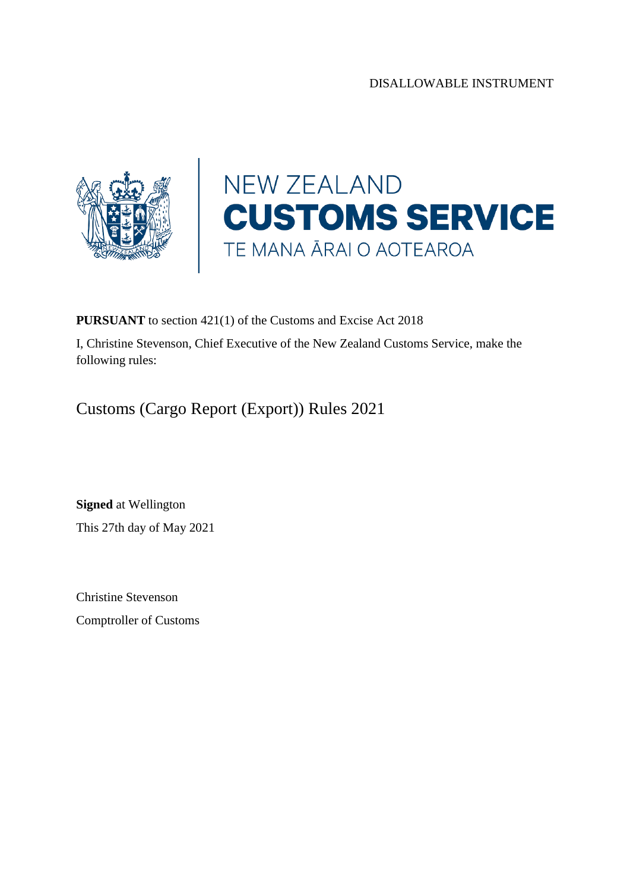DISALLOWABLE INSTRUMENT

NEW ZEALAND
**CUSTOMS SERVICE**
TE MANA ĀRAI O AOTEAROA

**PURSUANT** to section 421(1) of the Customs and Excise Act 2018

I, Christine Stevenson, Chief Executive of the New Zealand Customs Service, make the following rules:

# Customs (Cargo Report (Export)) Rules 2021

**Signed** at Wellington

This 27th day of May 2021

Christine Stevenson

Comptroller of Customs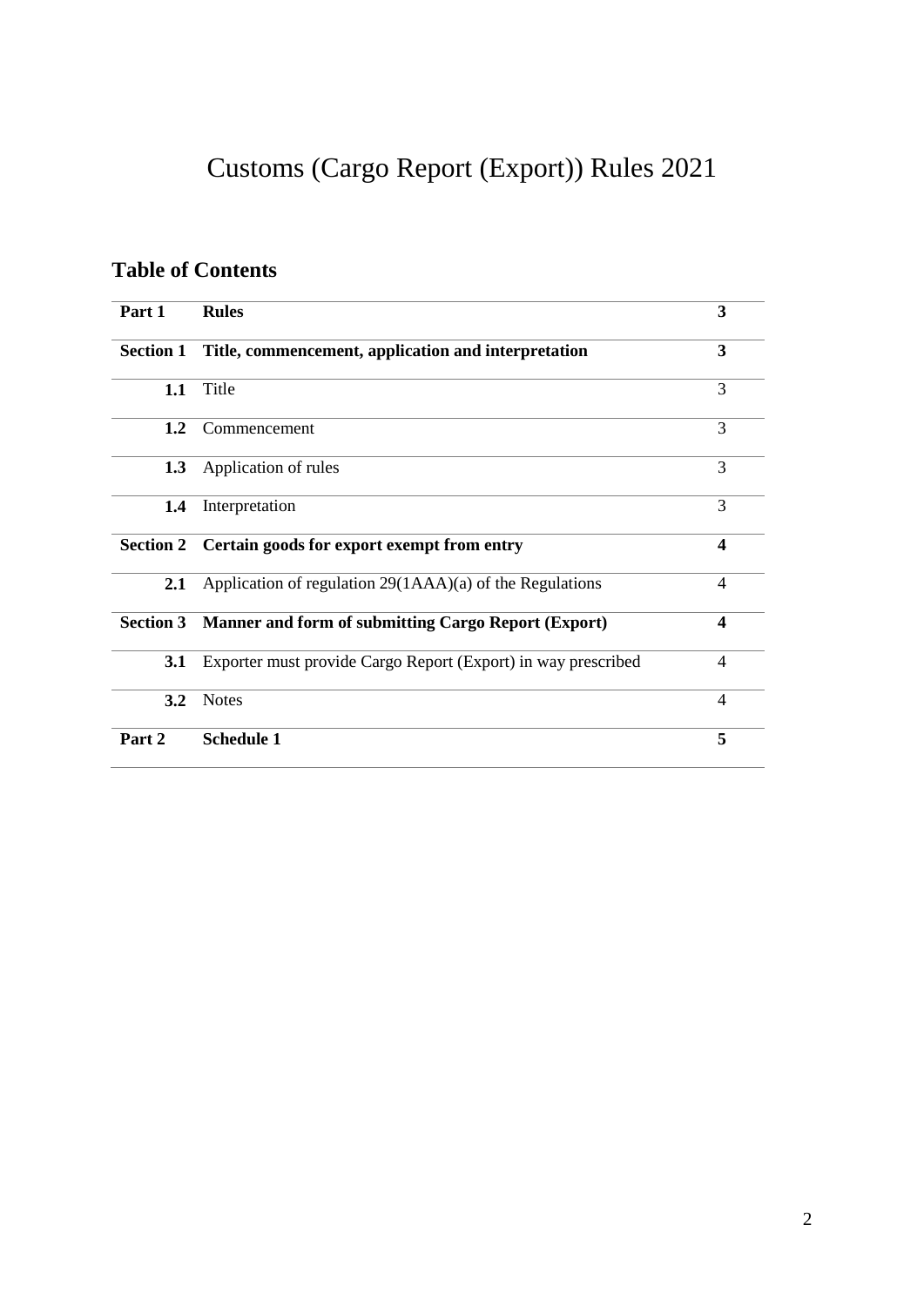# Customs (Cargo Report (Export)) Rules 2021

## Table of Contents

| | | |
|---|---|---|
| **Part 1** | **Rules** | **3** |
| **Section 1** | **Title, commencement, application and interpretation** | **3** |
| **1.1** | Title | 3 |
| **1.2** | Commencement | 3 |
| **1.3** | Application of rules | 3 |
| **1.4** | Interpretation | 3 |
| **Section 2** | **Certain goods for export exempt from entry** | **4** |
| **2.1** | Application of regulation 29(1AAA)(a) of the Regulations | 4 |
| **Section 3** | **Manner and form of submitting Cargo Report (Export)** | **4** |
| **3.1** | Exporter must provide Cargo Report (Export) in way prescribed | 4 |
| **3.2** | Notes | 4 |
| **Part 2** | **Schedule 1** | **5** |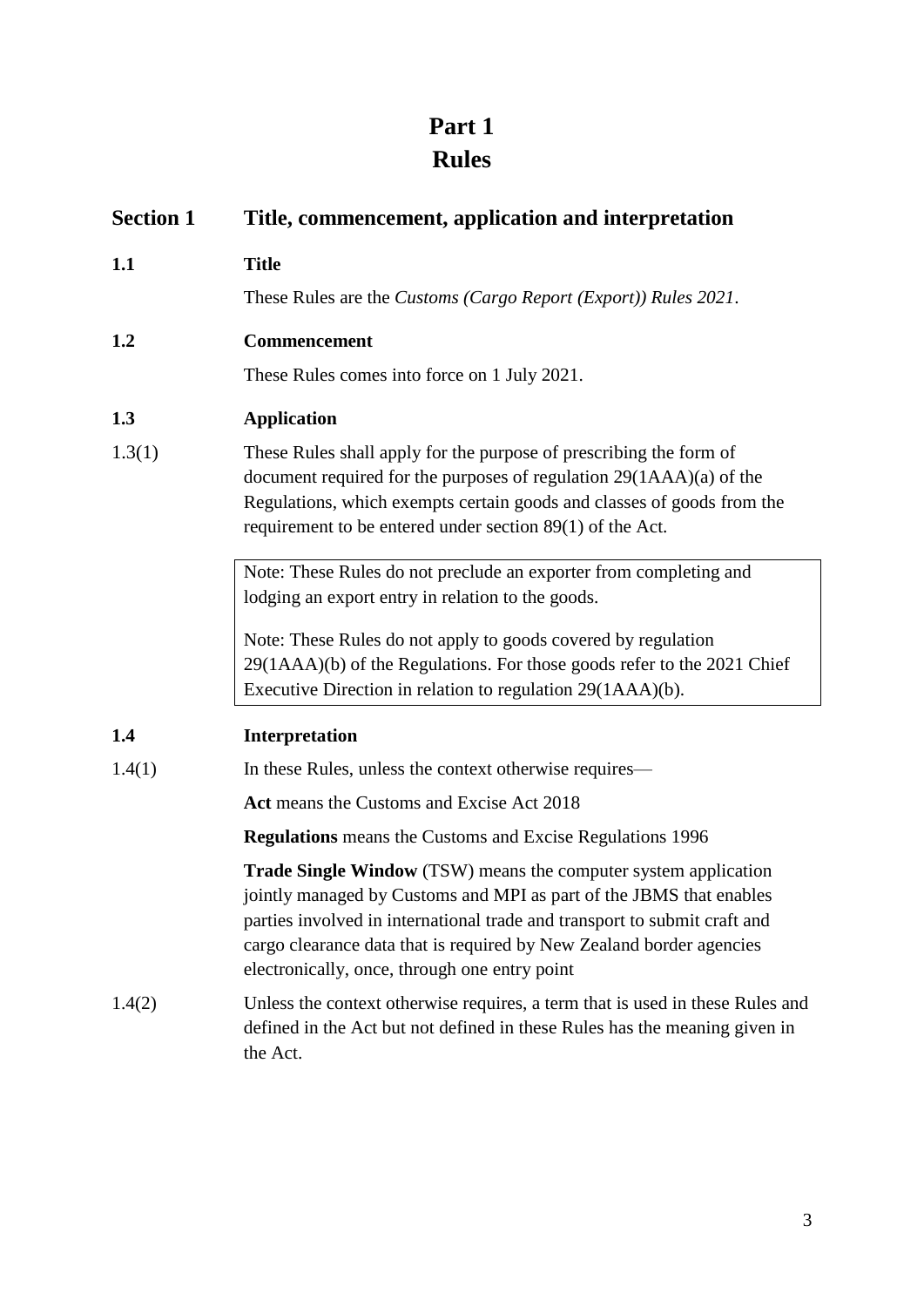# Part 1
# Rules

## Section 1 Title, commencement, application and interpretation

### 1.1 Title

These Rules are the *Customs (Cargo Report (Export)) Rules 2021*.

### 1.2 Commencement

These Rules comes into force on 1 July 2021.

### 1.3 Application

1.3(1) These Rules shall apply for the purpose of prescribing the form of document required for the purposes of regulation 29(1AAA)(a) of the Regulations, which exempts certain goods and classes of goods from the requirement to be entered under section 89(1) of the Act.

> Note: These Rules do not preclude an exporter from completing and lodging an export entry in relation to the goods.
>
> Note: These Rules do not apply to goods covered by regulation 29(1AAA)(b) of the Regulations. For those goods refer to the 2021 Chief Executive Direction in relation to regulation 29(1AAA)(b).

### 1.4 Interpretation

1.4(1) In these Rules, unless the context otherwise requires—

**Act** means the Customs and Excise Act 2018

**Regulations** means the Customs and Excise Regulations 1996

**Trade Single Window** (TSW) means the computer system application jointly managed by Customs and MPI as part of the JBMS that enables parties involved in international trade and transport to submit craft and cargo clearance data that is required by New Zealand border agencies electronically, once, through one entry point

1.4(2) Unless the context otherwise requires, a term that is used in these Rules and defined in the Act but not defined in these Rules has the meaning given in the Act.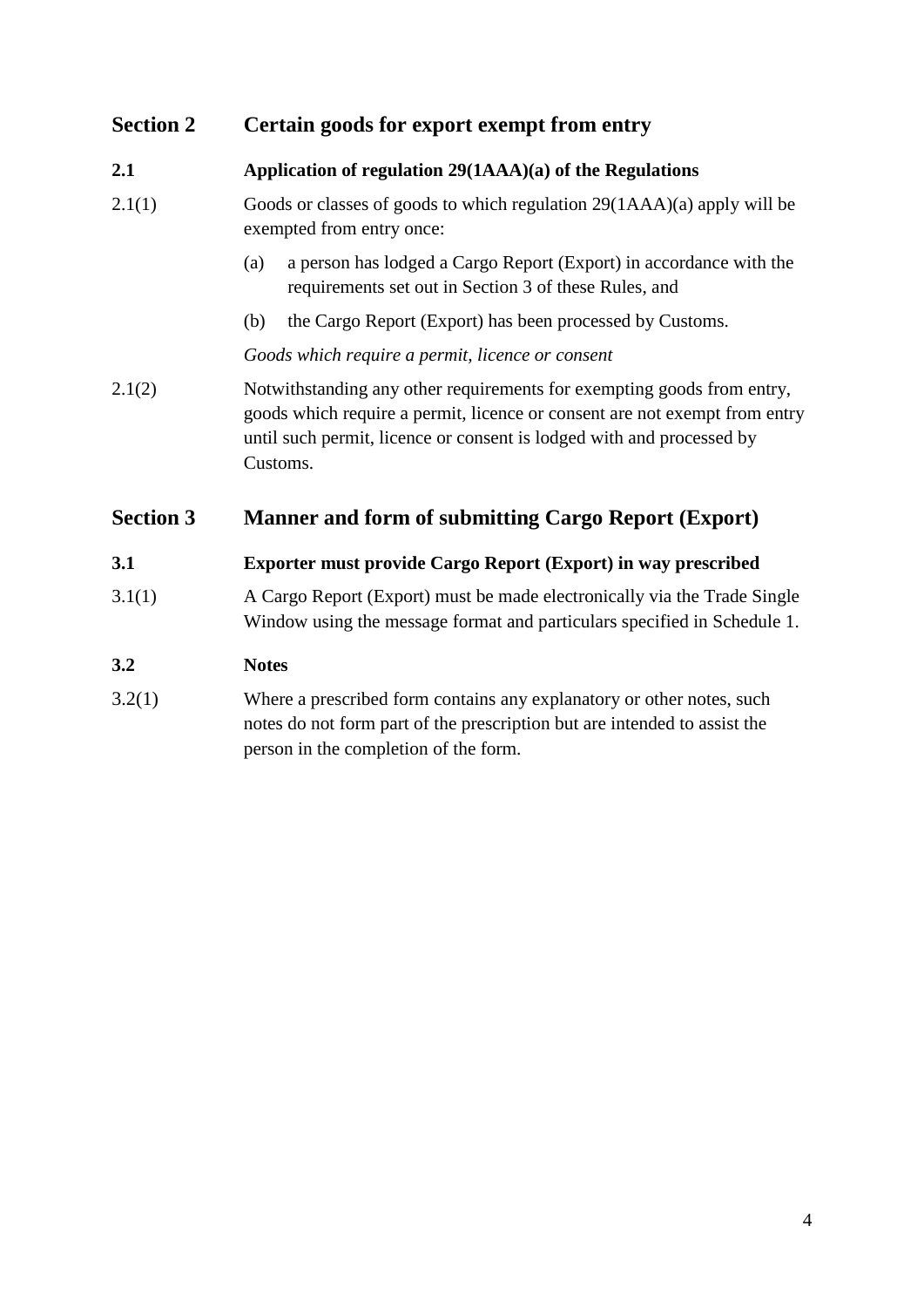## Section 2 Certain goods for export exempt from entry

### 2.1 Application of regulation 29(1AAA)(a) of the Regulations

2.1(1) Goods or classes of goods to which regulation 29(1AAA)(a) apply will be exempted from entry once:

(a) a person has lodged a Cargo Report (Export) in accordance with the requirements set out in Section 3 of these Rules, and

(b) the Cargo Report (Export) has been processed by Customs.

*Goods which require a permit, licence or consent*

2.1(2) Notwithstanding any other requirements for exempting goods from entry, goods which require a permit, licence or consent are not exempt from entry until such permit, licence or consent is lodged with and processed by Customs.

## Section 3 Manner and form of submitting Cargo Report (Export)

### 3.1 Exporter must provide Cargo Report (Export) in way prescribed

3.1(1) A Cargo Report (Export) must be made electronically via the Trade Single Window using the message format and particulars specified in Schedule 1.

### 3.2 Notes

3.2(1) Where a prescribed form contains any explanatory or other notes, such notes do not form part of the prescription but are intended to assist the person in the completion of the form.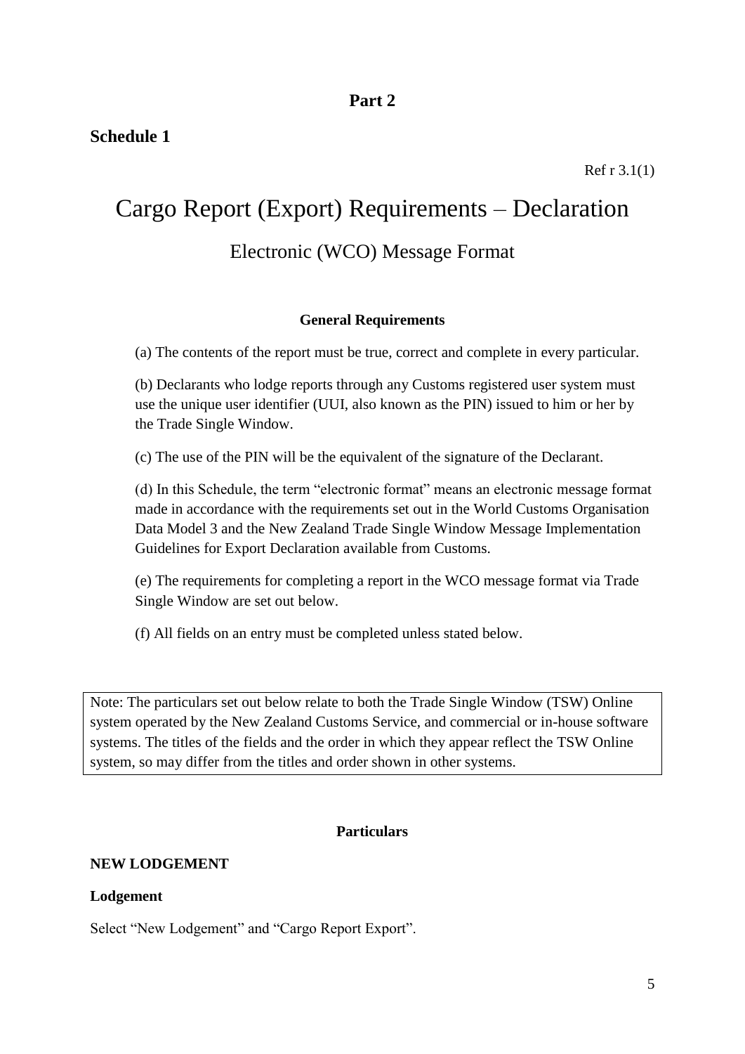**Part 2**

**Schedule 1**

Ref r 3.1(1)

# Cargo Report (Export) Requirements – Declaration

## Electronic (WCO) Message Format

**General Requirements**

(a) The contents of the report must be true, correct and complete in every particular.

(b) Declarants who lodge reports through any Customs registered user system must use the unique user identifier (UUI, also known as the PIN) issued to him or her by the Trade Single Window.

(c) The use of the PIN will be the equivalent of the signature of the Declarant.

(d) In this Schedule, the term "electronic format" means an electronic message format made in accordance with the requirements set out in the World Customs Organisation Data Model 3 and the New Zealand Trade Single Window Message Implementation Guidelines for Export Declaration available from Customs.

(e) The requirements for completing a report in the WCO message format via Trade Single Window are set out below.

(f) All fields on an entry must be completed unless stated below.

> Note: The particulars set out below relate to both the Trade Single Window (TSW) Online system operated by the New Zealand Customs Service, and commercial or in-house software systems. The titles of the fields and the order in which they appear reflect the TSW Online system, so may differ from the titles and order shown in other systems.

**Particulars**

**NEW LODGEMENT**

**Lodgement**

Select "New Lodgement" and "Cargo Report Export".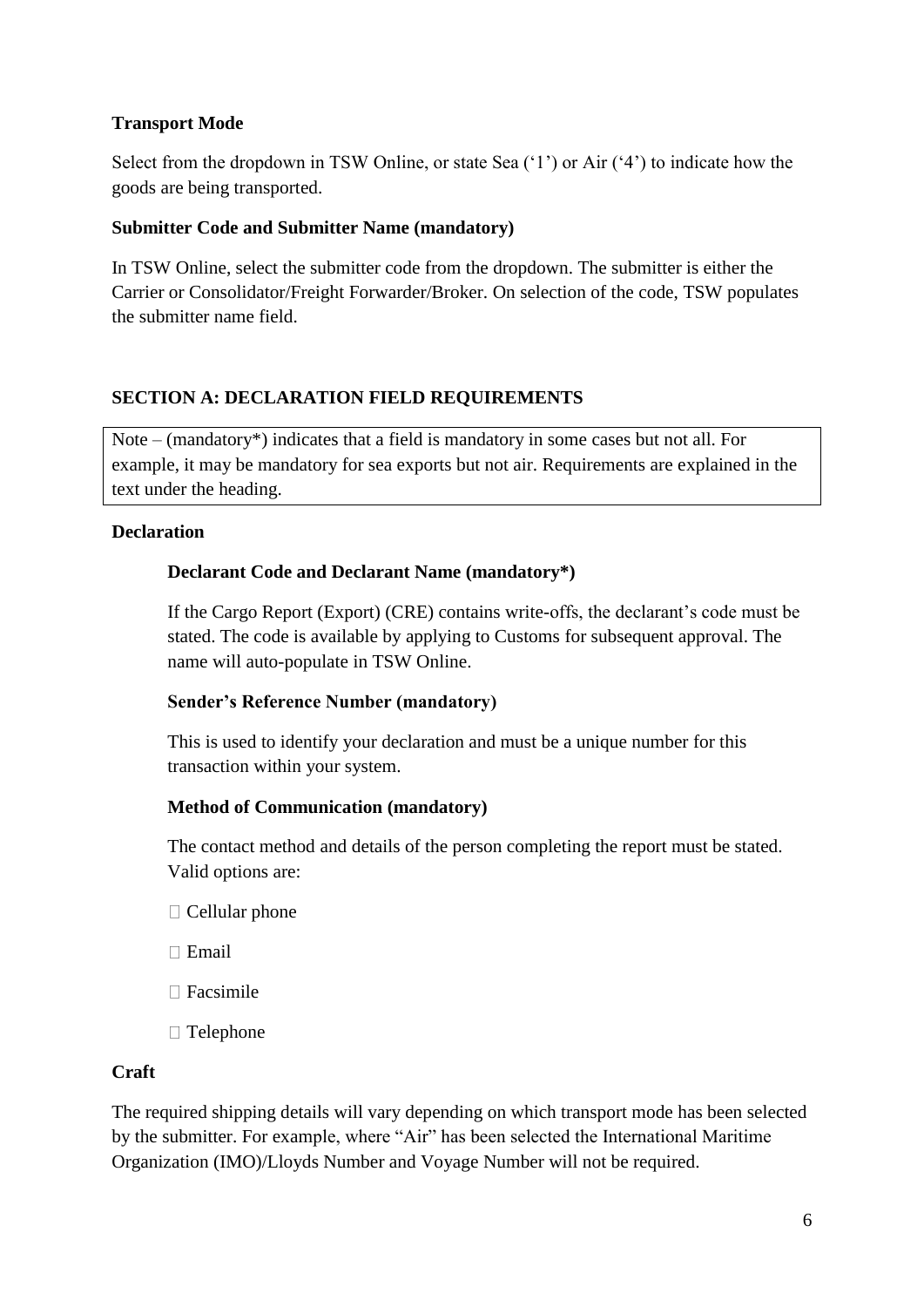**Transport Mode**

Select from the dropdown in TSW Online, or state Sea ('1') or Air ('4') to indicate how the goods are being transported.

**Submitter Code and Submitter Name (mandatory)**

In TSW Online, select the submitter code from the dropdown. The submitter is either the Carrier or Consolidator/Freight Forwarder/Broker. On selection of the code, TSW populates the submitter name field.

## SECTION A: DECLARATION FIELD REQUIREMENTS

Note – (mandatory*) indicates that a field is mandatory in some cases but not all. For example, it may be mandatory for sea exports but not air. Requirements are explained in the text under the heading.

### Declaration

**Declarant Code and Declarant Name (mandatory*)**

If the Cargo Report (Export) (CRE) contains write-offs, the declarant's code must be stated. The code is available by applying to Customs for subsequent approval. The name will auto-populate in TSW Online.

**Sender's Reference Number (mandatory)**

This is used to identify your declaration and must be a unique number for this transaction within your system.

**Method of Communication (mandatory)**

The contact method and details of the person completing the report must be stated. Valid options are:

- Cellular phone
- Email
- Facsimile
- Telephone

### Craft

The required shipping details will vary depending on which transport mode has been selected by the submitter. For example, where "Air" has been selected the International Maritime Organization (IMO)/Lloyds Number and Voyage Number will not be required.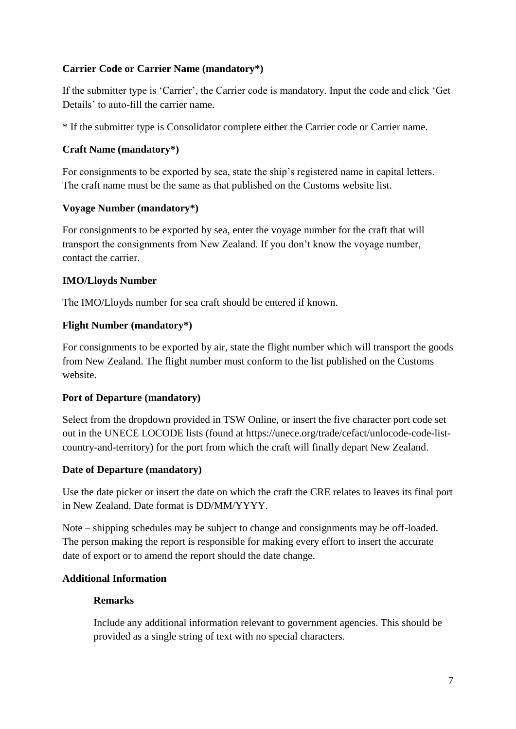**Carrier Code or Carrier Name (mandatory*)**

If the submitter type is 'Carrier', the Carrier code is mandatory. Input the code and click 'Get Details' to auto-fill the carrier name.

* If the submitter type is Consolidator complete either the Carrier code or Carrier name.

**Craft Name (mandatory*)**

For consignments to be exported by sea, state the ship's registered name in capital letters. The craft name must be the same as that published on the Customs website list.

**Voyage Number (mandatory*)**

For consignments to be exported by sea, enter the voyage number for the craft that will transport the consignments from New Zealand. If you don't know the voyage number, contact the carrier.

**IMO/Lloyds Number**

The IMO/Lloyds number for sea craft should be entered if known.

**Flight Number (mandatory*)**

For consignments to be exported by air, state the flight number which will transport the goods from New Zealand. The flight number must conform to the list published on the Customs website.

**Port of Departure (mandatory)**

Select from the dropdown provided in TSW Online, or insert the five character port code set out in the UNECE LOCODE lists (found at https://unece.org/trade/cefact/unlocode-code-list-country-and-territory) for the port from which the craft will finally depart New Zealand.

**Date of Departure (mandatory)**

Use the date picker or insert the date on which the craft the CRE relates to leaves its final port in New Zealand. Date format is DD/MM/YYYY.

Note – shipping schedules may be subject to change and consignments may be off-loaded. The person making the report is responsible for making every effort to insert the accurate date of export or to amend the report should the date change.

**Additional Information**

**Remarks**

Include any additional information relevant to government agencies. This should be provided as a single string of text with no special characters.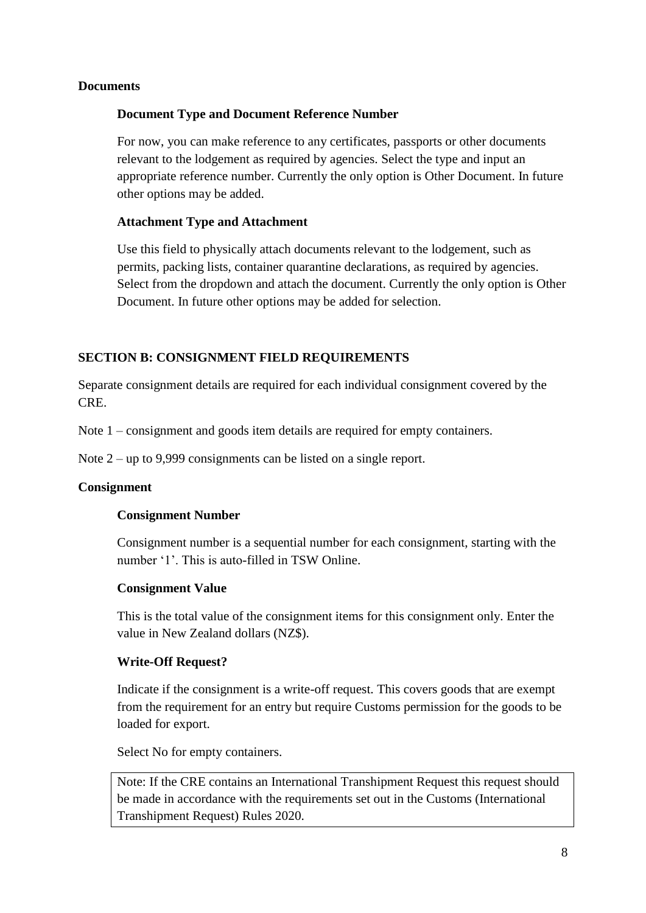**Documents**

**Document Type and Document Reference Number**

For now, you can make reference to any certificates, passports or other documents relevant to the lodgement as required by agencies. Select the type and input an appropriate reference number. Currently the only option is Other Document. In future other options may be added.

**Attachment Type and Attachment**

Use this field to physically attach documents relevant to the lodgement, such as permits, packing lists, container quarantine declarations, as required by agencies. Select from the dropdown and attach the document. Currently the only option is Other Document. In future other options may be added for selection.

## SECTION B: CONSIGNMENT FIELD REQUIREMENTS

Separate consignment details are required for each individual consignment covered by the CRE.

Note 1 – consignment and goods item details are required for empty containers.

Note 2 – up to 9,999 consignments can be listed on a single report.

**Consignment**

**Consignment Number**

Consignment number is a sequential number for each consignment, starting with the number '1'. This is auto-filled in TSW Online.

**Consignment Value**

This is the total value of the consignment items for this consignment only. Enter the value in New Zealand dollars (NZ$).

**Write-Off Request?**

Indicate if the consignment is a write-off request. This covers goods that are exempt from the requirement for an entry but require Customs permission for the goods to be loaded for export.

Select No for empty containers.

> Note: If the CRE contains an International Transhipment Request this request should be made in accordance with the requirements set out in the Customs (International Transhipment Request) Rules 2020.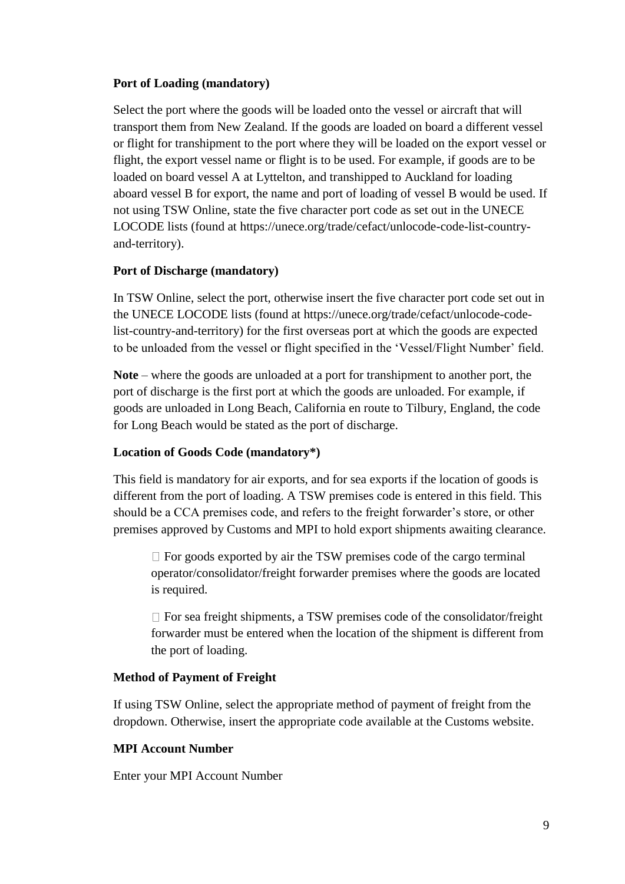**Port of Loading (mandatory)**

Select the port where the goods will be loaded onto the vessel or aircraft that will transport them from New Zealand. If the goods are loaded on board a different vessel or flight for transhipment to the port where they will be loaded on the export vessel or flight, the export vessel name or flight is to be used. For example, if goods are to be loaded on board vessel A at Lyttelton, and transhipped to Auckland for loading aboard vessel B for export, the name and port of loading of vessel B would be used. If not using TSW Online, state the five character port code as set out in the UNECE LOCODE lists (found at https://unece.org/trade/cefact/unlocode-code-list-country-and-territory).

**Port of Discharge (mandatory)**

In TSW Online, select the port, otherwise insert the five character port code set out in the UNECE LOCODE lists (found at https://unece.org/trade/cefact/unlocode-code-list-country-and-territory) for the first overseas port at which the goods are expected to be unloaded from the vessel or flight specified in the 'Vessel/Flight Number' field.

**Note** – where the goods are unloaded at a port for transhipment to another port, the port of discharge is the first port at which the goods are unloaded. For example, if goods are unloaded in Long Beach, California en route to Tilbury, England, the code for Long Beach would be stated as the port of discharge.

**Location of Goods Code (mandatory*)**

This field is mandatory for air exports, and for sea exports if the location of goods is different from the port of loading. A TSW premises code is entered in this field. This should be a CCA premises code, and refers to the freight forwarder's store, or other premises approved by Customs and MPI to hold export shipments awaiting clearance.

- For goods exported by air the TSW premises code of the cargo terminal operator/consolidator/freight forwarder premises where the goods are located is required.
- For sea freight shipments, a TSW premises code of the consolidator/freight forwarder must be entered when the location of the shipment is different from the port of loading.

**Method of Payment of Freight**

If using TSW Online, select the appropriate method of payment of freight from the dropdown. Otherwise, insert the appropriate code available at the Customs website.

**MPI Account Number**

Enter your MPI Account Number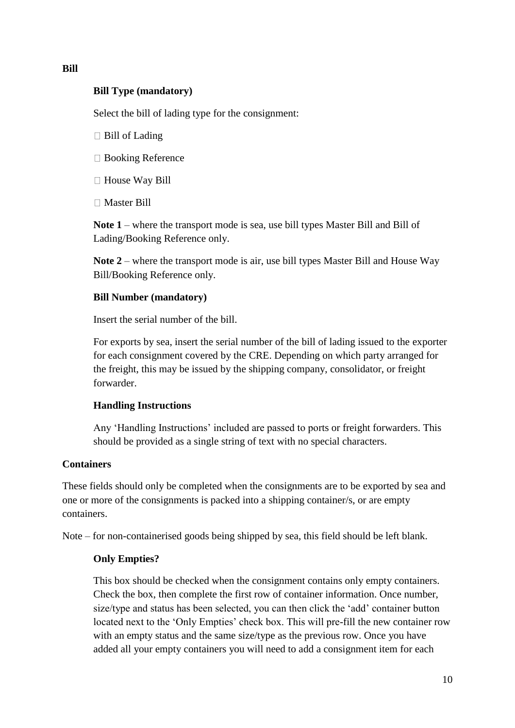**Bill**

**Bill Type (mandatory)**

Select the bill of lading type for the consignment:

- Bill of Lading
- Booking Reference
- House Way Bill
- Master Bill

**Note 1** – where the transport mode is sea, use bill types Master Bill and Bill of Lading/Booking Reference only.

**Note 2** – where the transport mode is air, use bill types Master Bill and House Way Bill/Booking Reference only.

**Bill Number (mandatory)**

Insert the serial number of the bill.

For exports by sea, insert the serial number of the bill of lading issued to the exporter for each consignment covered by the CRE. Depending on which party arranged for the freight, this may be issued by the shipping company, consolidator, or freight forwarder.

**Handling Instructions**

Any 'Handling Instructions' included are passed to ports or freight forwarders. This should be provided as a single string of text with no special characters.

**Containers**

These fields should only be completed when the consignments are to be exported by sea and one or more of the consignments is packed into a shipping container/s, or are empty containers.

Note – for non-containerised goods being shipped by sea, this field should be left blank.

**Only Empties?**

This box should be checked when the consignment contains only empty containers. Check the box, then complete the first row of container information. Once number, size/type and status has been selected, you can then click the 'add' container button located next to the 'Only Empties' check box. This will pre-fill the new container row with an empty status and the same size/type as the previous row. Once you have added all your empty containers you will need to add a consignment item for each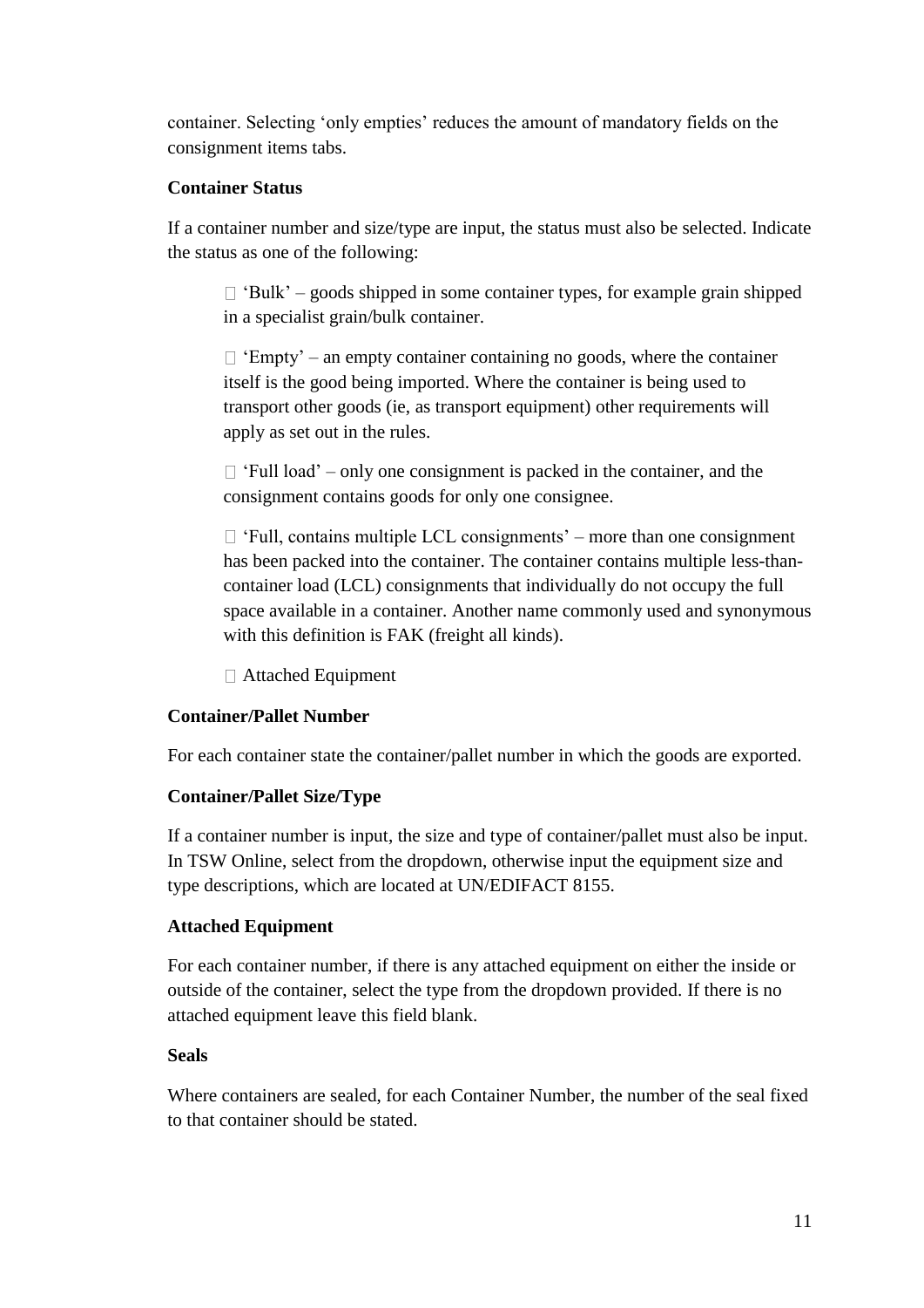container. Selecting 'only empties' reduces the amount of mandatory fields on the consignment items tabs.

**Container Status**

If a container number and size/type are input, the status must also be selected. Indicate the status as one of the following:

- 'Bulk' – goods shipped in some container types, for example grain shipped in a specialist grain/bulk container.
- 'Empty' – an empty container containing no goods, where the container itself is the good being imported. Where the container is being used to transport other goods (ie, as transport equipment) other requirements will apply as set out in the rules.
- 'Full load' – only one consignment is packed in the container, and the consignment contains goods for only one consignee.
- 'Full, contains multiple LCL consignments' – more than one consignment has been packed into the container. The container contains multiple less-than-container load (LCL) consignments that individually do not occupy the full space available in a container. Another name commonly used and synonymous with this definition is FAK (freight all kinds).
- Attached Equipment

**Container/Pallet Number**

For each container state the container/pallet number in which the goods are exported.

**Container/Pallet Size/Type**

If a container number is input, the size and type of container/pallet must also be input. In TSW Online, select from the dropdown, otherwise input the equipment size and type descriptions, which are located at UN/EDIFACT 8155.

**Attached Equipment**

For each container number, if there is any attached equipment on either the inside or outside of the container, select the type from the dropdown provided. If there is no attached equipment leave this field blank.

**Seals**

Where containers are sealed, for each Container Number, the number of the seal fixed to that container should be stated.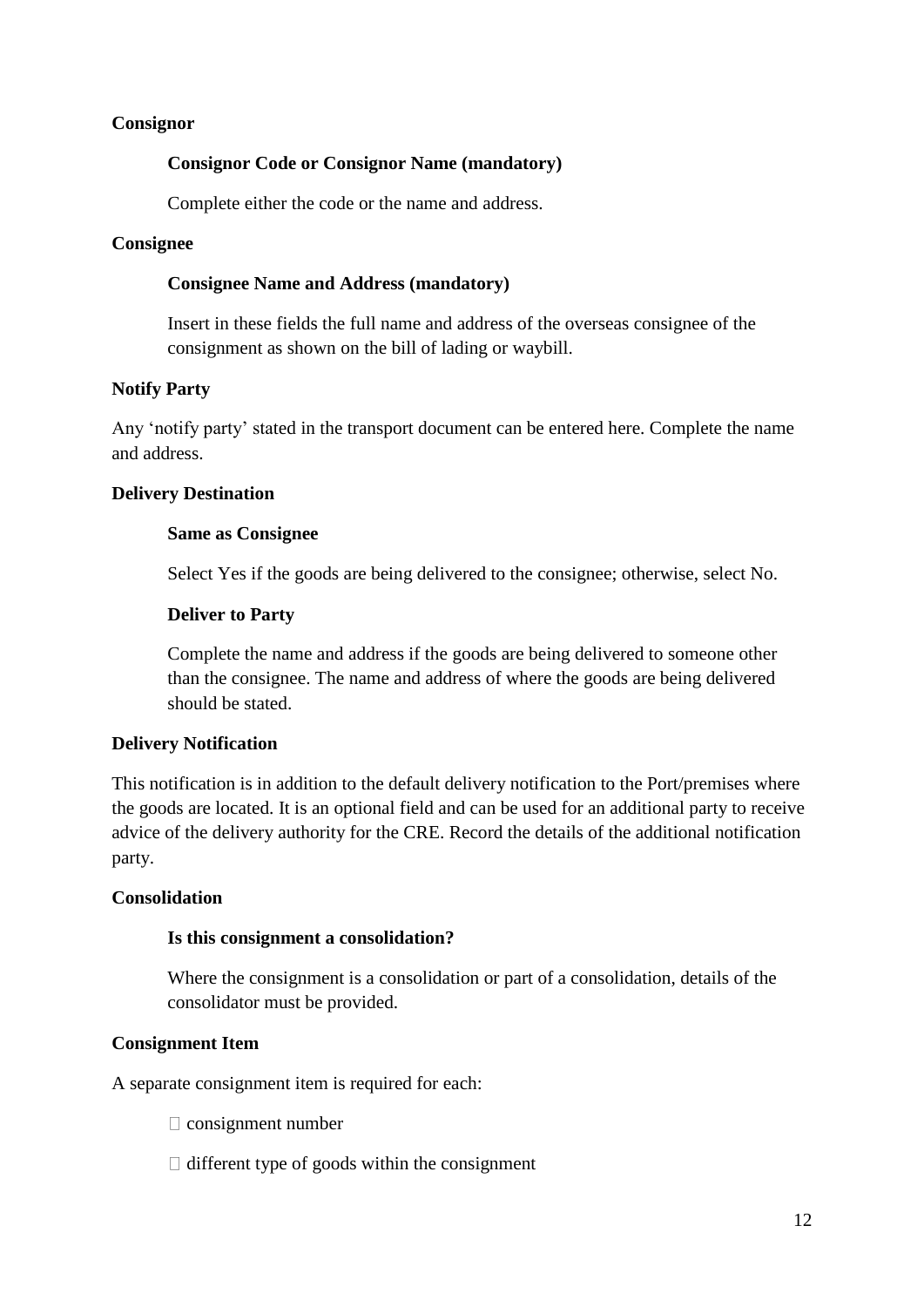**Consignor**

**Consignor Code or Consignor Name (mandatory)**

Complete either the code or the name and address.

**Consignee**

**Consignee Name and Address (mandatory)**

Insert in these fields the full name and address of the overseas consignee of the consignment as shown on the bill of lading or waybill.

**Notify Party**

Any 'notify party' stated in the transport document can be entered here. Complete the name and address.

**Delivery Destination**

**Same as Consignee**

Select Yes if the goods are being delivered to the consignee; otherwise, select No.

**Deliver to Party**

Complete the name and address if the goods are being delivered to someone other than the consignee. The name and address of where the goods are being delivered should be stated.

**Delivery Notification**

This notification is in addition to the default delivery notification to the Port/premises where the goods are located. It is an optional field and can be used for an additional party to receive advice of the delivery authority for the CRE. Record the details of the additional notification party.

**Consolidation**

**Is this consignment a consolidation?**

Where the consignment is a consolidation or part of a consolidation, details of the consolidator must be provided.

**Consignment Item**

A separate consignment item is required for each:

- consignment number
- different type of goods within the consignment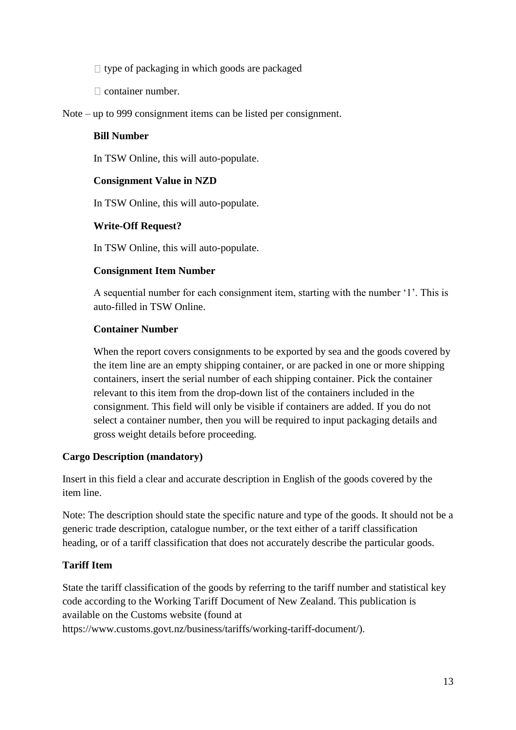- type of packaging in which goods are packaged
- container number.

Note – up to 999 consignment items can be listed per consignment.

**Bill Number**

In TSW Online, this will auto-populate.

**Consignment Value in NZD**

In TSW Online, this will auto-populate.

**Write-Off Request?**

In TSW Online, this will auto-populate.

**Consignment Item Number**

A sequential number for each consignment item, starting with the number '1'. This is auto-filled in TSW Online.

**Container Number**

When the report covers consignments to be exported by sea and the goods covered by the item line are an empty shipping container, or are packed in one or more shipping containers, insert the serial number of each shipping container. Pick the container relevant to this item from the drop-down list of the containers included in the consignment. This field will only be visible if containers are added. If you do not select a container number, then you will be required to input packaging details and gross weight details before proceeding.

**Cargo Description (mandatory)**

Insert in this field a clear and accurate description in English of the goods covered by the item line.

Note: The description should state the specific nature and type of the goods. It should not be a generic trade description, catalogue number, or the text either of a tariff classification heading, or of a tariff classification that does not accurately describe the particular goods.

**Tariff Item**

State the tariff classification of the goods by referring to the tariff number and statistical key code according to the Working Tariff Document of New Zealand. This publication is available on the Customs website (found at https://www.customs.govt.nz/business/tariffs/working-tariff-document/).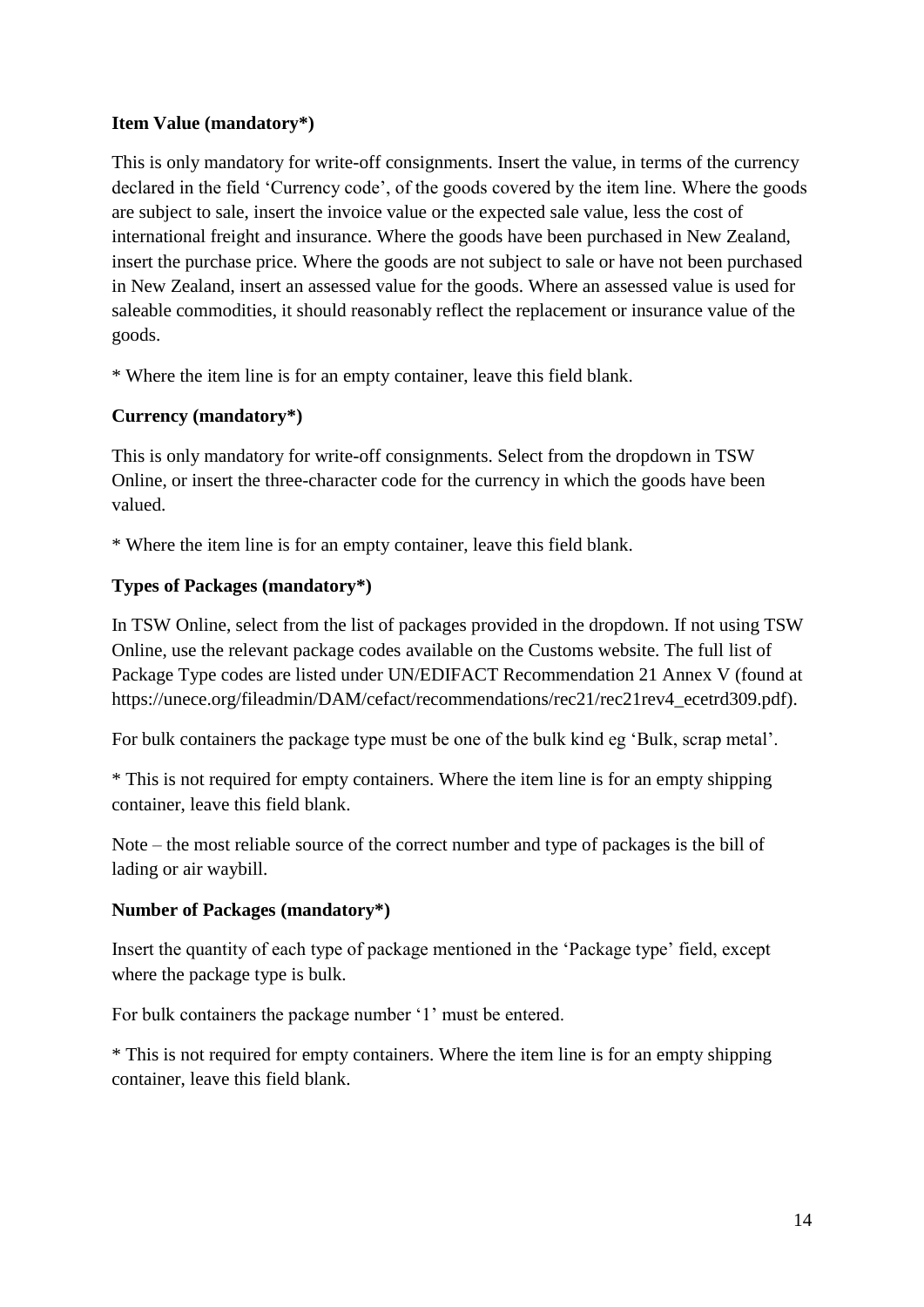**Item Value (mandatory*)**

This is only mandatory for write-off consignments. Insert the value, in terms of the currency declared in the field 'Currency code', of the goods covered by the item line. Where the goods are subject to sale, insert the invoice value or the expected sale value, less the cost of international freight and insurance. Where the goods have been purchased in New Zealand, insert the purchase price. Where the goods are not subject to sale or have not been purchased in New Zealand, insert an assessed value for the goods. Where an assessed value is used for saleable commodities, it should reasonably reflect the replacement or insurance value of the goods.

* Where the item line is for an empty container, leave this field blank.

**Currency (mandatory*)**

This is only mandatory for write-off consignments. Select from the dropdown in TSW Online, or insert the three-character code for the currency in which the goods have been valued.

* Where the item line is for an empty container, leave this field blank.

**Types of Packages (mandatory*)**

In TSW Online, select from the list of packages provided in the dropdown. If not using TSW Online, use the relevant package codes available on the Customs website. The full list of Package Type codes are listed under UN/EDIFACT Recommendation 21 Annex V (found at https://unece.org/fileadmin/DAM/cefact/recommendations/rec21/rec21rev4_ecetrd309.pdf).

For bulk containers the package type must be one of the bulk kind eg 'Bulk, scrap metal'.

* This is not required for empty containers. Where the item line is for an empty shipping container, leave this field blank.

Note – the most reliable source of the correct number and type of packages is the bill of lading or air waybill.

**Number of Packages (mandatory*)**

Insert the quantity of each type of package mentioned in the 'Package type' field, except where the package type is bulk.

For bulk containers the package number '1' must be entered.

* This is not required for empty containers. Where the item line is for an empty shipping container, leave this field blank.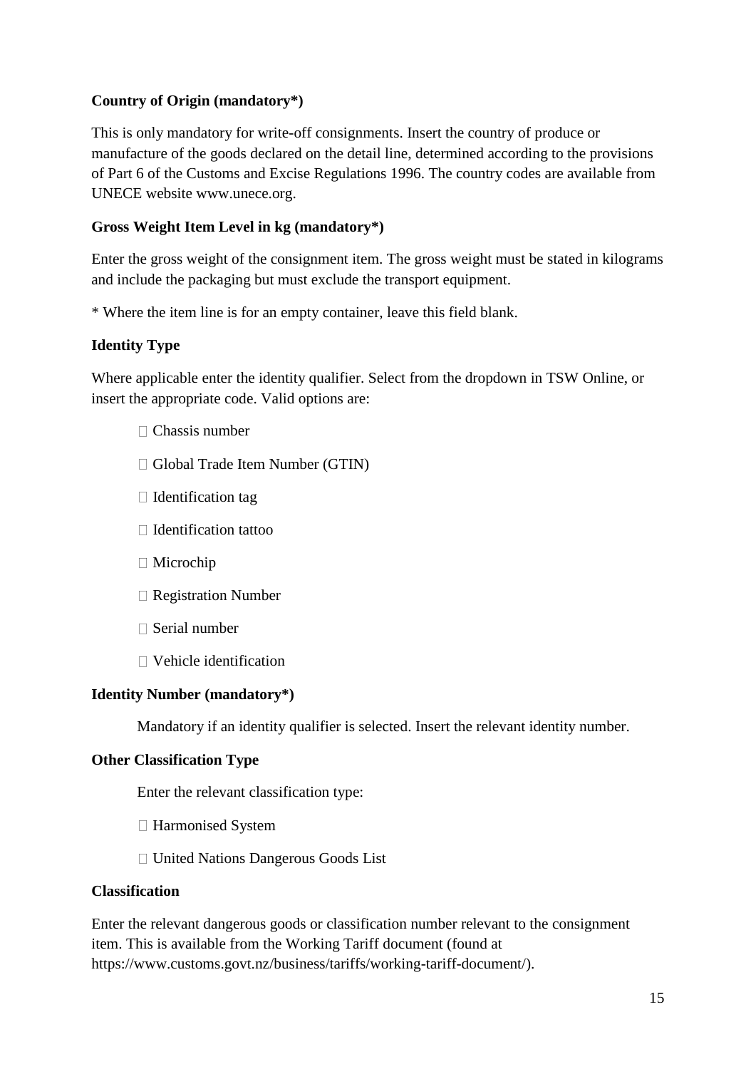**Country of Origin (mandatory*)**

This is only mandatory for write-off consignments. Insert the country of produce or manufacture of the goods declared on the detail line, determined according to the provisions of Part 6 of the Customs and Excise Regulations 1996. The country codes are available from UNECE website www.unece.org.

**Gross Weight Item Level in kg (mandatory*)**

Enter the gross weight of the consignment item. The gross weight must be stated in kilograms and include the packaging but must exclude the transport equipment.

* Where the item line is for an empty container, leave this field blank.

**Identity Type**

Where applicable enter the identity qualifier. Select from the dropdown in TSW Online, or insert the appropriate code. Valid options are:

- Chassis number
- Global Trade Item Number (GTIN)
- Identification tag
- Identification tattoo
- Microchip
- Registration Number
- Serial number
- Vehicle identification

**Identity Number (mandatory*)**

Mandatory if an identity qualifier is selected. Insert the relevant identity number.

**Other Classification Type**

Enter the relevant classification type:

- Harmonised System
- United Nations Dangerous Goods List

**Classification**

Enter the relevant dangerous goods or classification number relevant to the consignment item. This is available from the Working Tariff document (found at https://www.customs.govt.nz/business/tariffs/working-tariff-document/).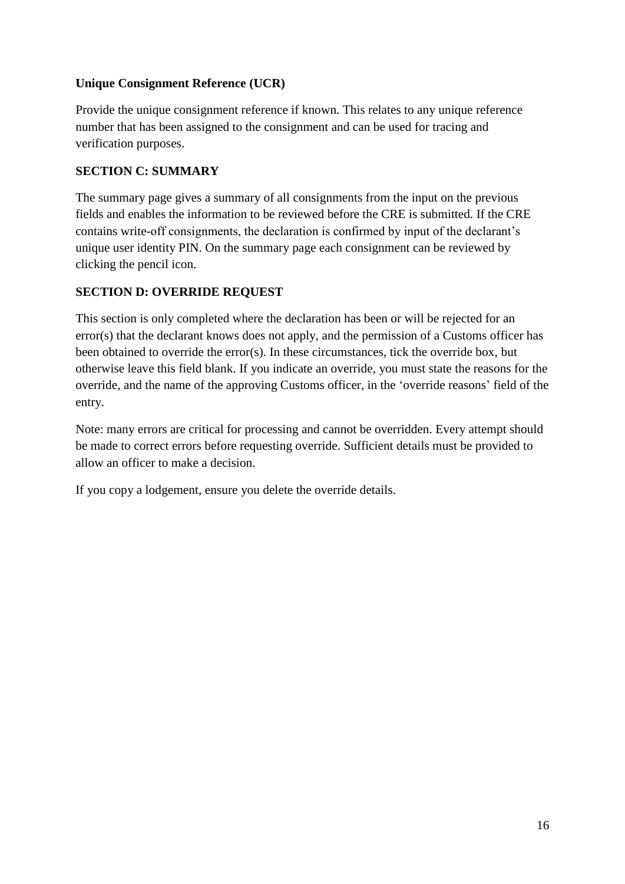**Unique Consignment Reference (UCR)**

Provide the unique consignment reference if known. This relates to any unique reference number that has been assigned to the consignment and can be used for tracing and verification purposes.

## SECTION C: SUMMARY

The summary page gives a summary of all consignments from the input on the previous fields and enables the information to be reviewed before the CRE is submitted. If the CRE contains write-off consignments, the declaration is confirmed by input of the declarant's unique user identity PIN. On the summary page each consignment can be reviewed by clicking the pencil icon.

## SECTION D: OVERRIDE REQUEST

This section is only completed where the declaration has been or will be rejected for an error(s) that the declarant knows does not apply, and the permission of a Customs officer has been obtained to override the error(s). In these circumstances, tick the override box, but otherwise leave this field blank. If you indicate an override, you must state the reasons for the override, and the name of the approving Customs officer, in the 'override reasons' field of the entry.

Note: many errors are critical for processing and cannot be overridden. Every attempt should be made to correct errors before requesting override. Sufficient details must be provided to allow an officer to make a decision.

If you copy a lodgement, ensure you delete the override details.